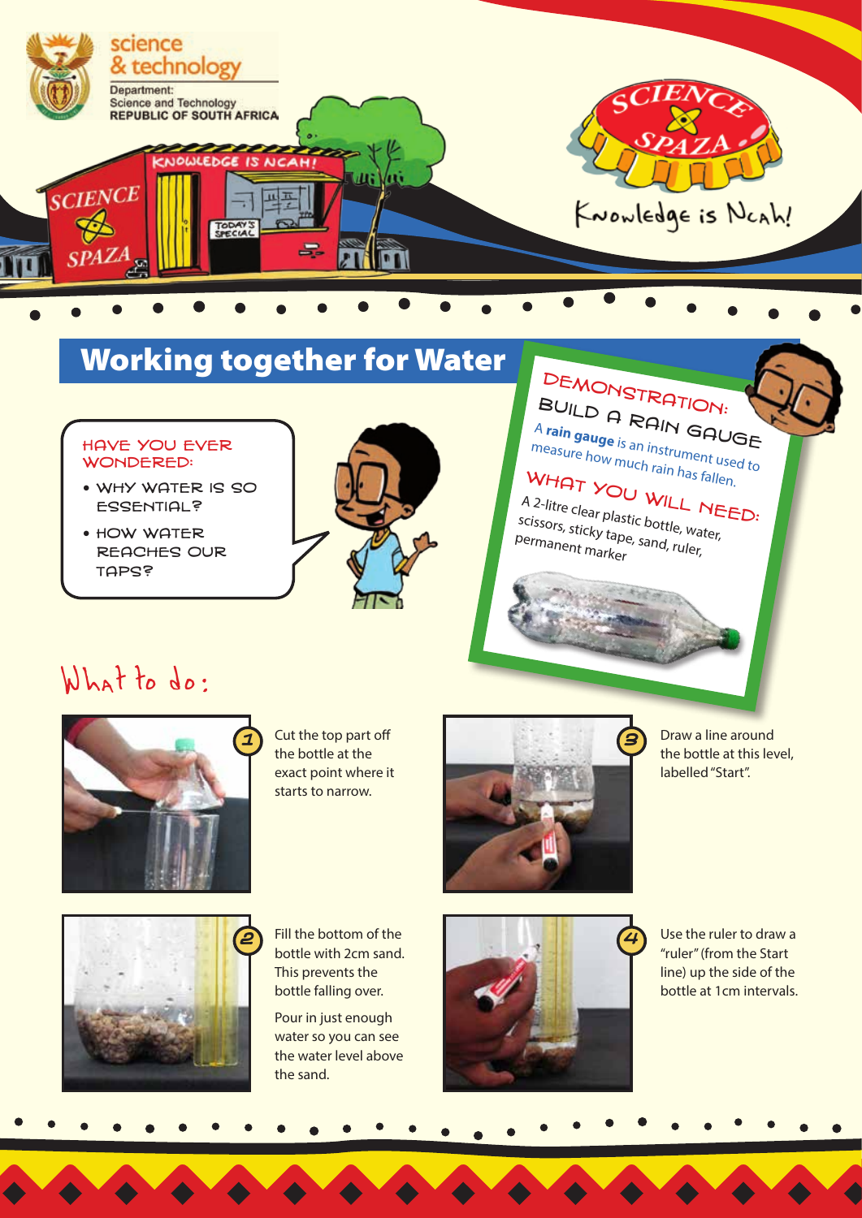science & technology

Department: Science and Technology REPUBLIC OF SOUTH AFRICA

SCIENCE SPAZA

Knowledge is Ncah!

# Working together for Water

HAVE YOU EVER WONDERED:

- WHY WATER IS SO ESSENTIAL?
- HOW WATER REACHES OUR TAPS?

## DEMONSTRATION: BUILD A RAIN GAUGE

A **rain gauge** is an instrument used to measure how much rain has fallen.

### WHAT YOU WILL NEED:

A 2-litre clear plastic bottle, water, scissors, sticky tape, sand, ruler, permanent marker

## What to do:

1. Cut the top part off the bottle at the exact point where it starts to narrow.

2. Fill the bottom of the bottle with 2cm sand. This prevents the bottle falling over.

   Pour in just enough water so you can see the water level above the sand.

3. Draw a line around the bottle at this level, labelled "Start".

4. Use the ruler to draw a "ruler" (from the Start line) up the side of the bottle at 1cm intervals.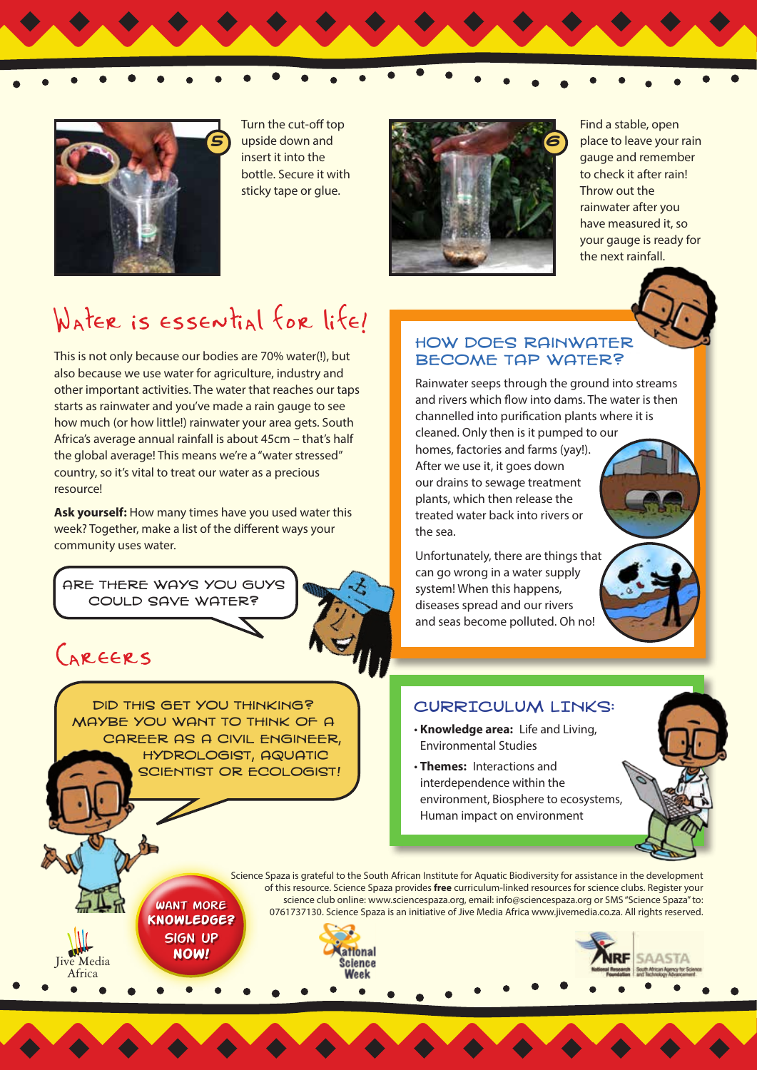5

Turn the cut-off top upside down and insert it into the bottle. Secure it with sticky tape or glue.

6

Find a stable, open place to leave your rain gauge and remember to check it after rain! Throw out the rainwater after you have measured it, so your gauge is ready for the next rainfall.

# Water is essential for life!

This is not only because our bodies are 70% water(!), but also because we use water for agriculture, industry and other important activities. The water that reaches our taps starts as rainwater and you've made a rain gauge to see how much (or how little!) rainwater your area gets. South Africa's average annual rainfall is about 45cm – that's half the global average! This means we're a "water stressed" country, so it's vital to treat our water as a precious resource!

**Ask yourself:** How many times have you used water this week? Together, make a list of the different ways your community uses water.

ARE THERE WAYS YOU GUYS COULD SAVE WATER?

## HOW DOES RAINWATER BECOME TAP WATER?

Rainwater seeps through the ground into streams and rivers which flow into dams. The water is then channelled into purification plants where it is cleaned. Only then is it pumped to our homes, factories and farms (yay!). After we use it, it goes down our drains to sewage treatment plants, which then release the treated water back into rivers or the sea.

Unfortunately, there are things that can go wrong in a water supply system! When this happens, diseases spread and our rivers and seas become polluted. Oh no!

# Careers

DID THIS GET YOU THINKING? MAYBE YOU WANT TO THINK OF A CAREER AS A CIVIL ENGINEER, HYDROLOGIST, AQUATIC SCIENTIST OR ECOLOGIST!

## CURRICULUM LINKS:

- **Knowledge area:** Life and Living, Environmental Studies
- **Themes:** Interactions and interdependence within the environment, Biosphere to ecosystems, Human impact on environment

Science Spaza is grateful to the South African Institute for Aquatic Biodiversity for assistance in the development of this resource. Science Spaza provides **free** curriculum-linked resources for science clubs. Register your science club online: www.sciencespaza.org, email: info@sciencespaza.org or SMS "Science Spaza" to: 0761737130. Science Spaza is an initiative of Jive Media Africa www.jivemedia.co.za. All rights reserved.

WANT MORE KNOWLEDGE? SIGN UP NOW!

Jive Media Africa

National Science Week

NRF National Research Foundation | SAASTA South African Agency for Science and Technology Advancement